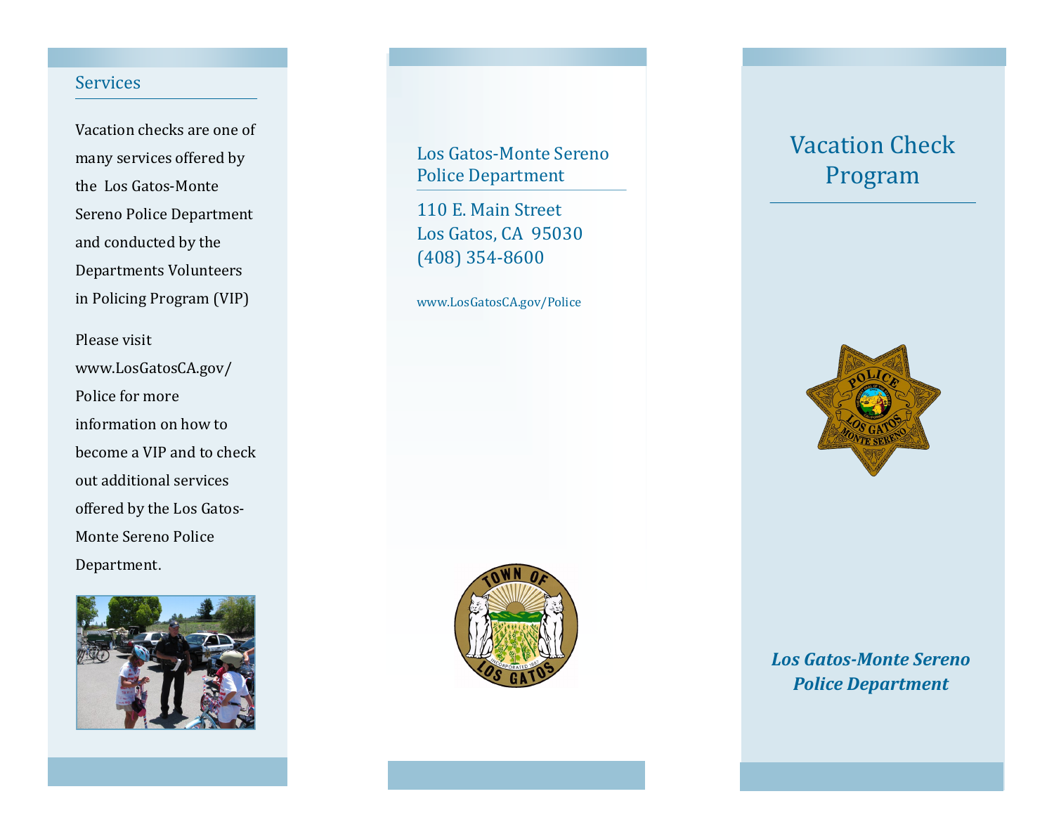## Services

Vacation checks are one of many services offered by the Los Gatos-Monte Sereno Police Department and conducted by the Departments Volunteers in Policing Program (VIP)

Please visit www.LosGatosCA.gov/Police for more information on how to become a VIP and to check out additional services offered by the Los Gatos-Monte Sereno Police Department.

## Los Gatos-Monte Sereno Police Department

110 E. Main Street
Los Gatos, CA 95030
(408) 354-8600

www.LosGatosCA.gov/Police

# Vacation Check Program

***Los Gatos-Monte Sereno Police Department***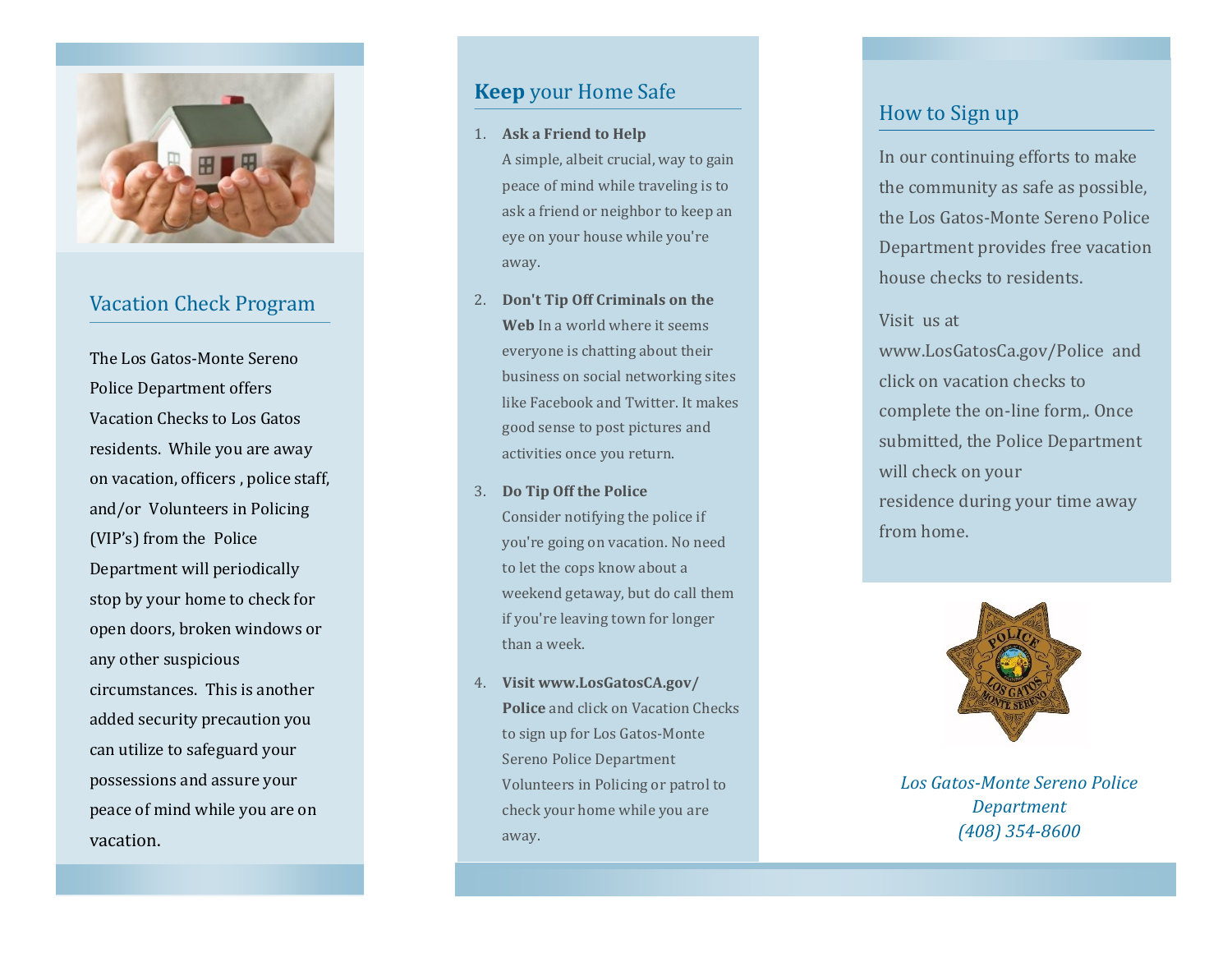## Vacation Check Program

The Los Gatos-Monte Sereno Police Department offers Vacation Checks to Los Gatos residents. While you are away on vacation, officers , police staff, and/or Volunteers in Policing (VIP's) from the Police Department will periodically stop by your home to check for open doors, broken windows or any other suspicious circumstances. This is another added security precaution you can utilize to safeguard your possessions and assure your peace of mind while you are on vacation.

## **Keep** your Home Safe

1. **Ask a Friend to Help**
   A simple, albeit crucial, way to gain peace of mind while traveling is to ask a friend or neighbor to keep an eye on your house while you're away.
2. **Don't Tip Off Criminals on the Web** In a world where it seems everyone is chatting about their business on social networking sites like Facebook and Twitter. It makes good sense to post pictures and activities once you return.
3. **Do Tip Off the Police**
   Consider notifying the police if you're going on vacation. No need to let the cops know about a weekend getaway, but do call them if you're leaving town for longer than a week.
4. **Visit www.LosGatosCA.gov/Police** and click on Vacation Checks to sign up for Los Gatos-Monte Sereno Police Department Volunteers in Policing or patrol to check your home while you are away.

## How to Sign up

In our continuing efforts to make the community as safe as possible, the Los Gatos-Monte Sereno Police Department provides free vacation house checks to residents.

Visit us at www.LosGatosCa.gov/Police and click on vacation checks to complete the on-line form,. Once submitted, the Police Department will check on your residence during your time away from home.

*Los Gatos-Monte Sereno Police Department*
*(408) 354-8600*